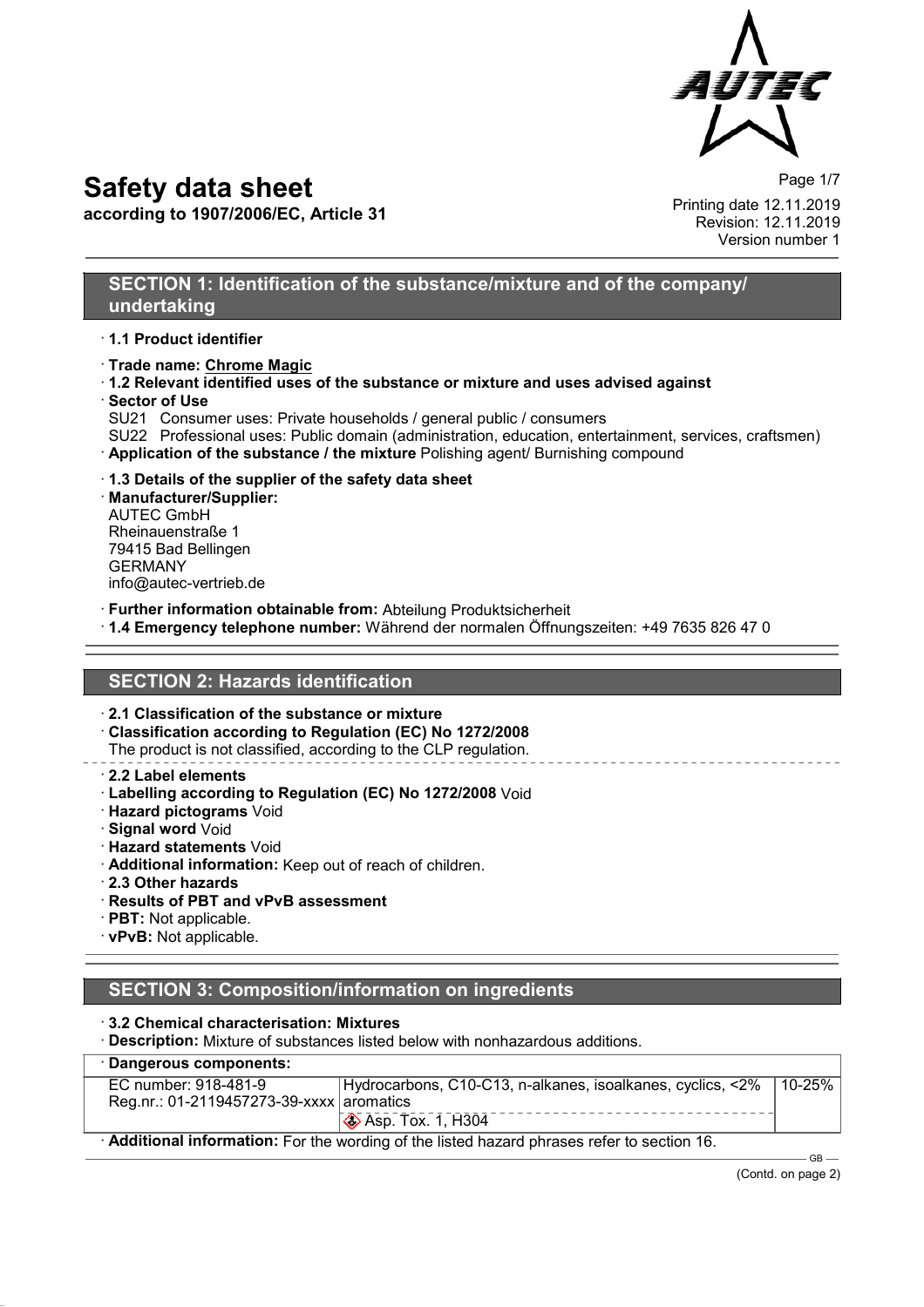# Safety data sheet

**according to 1907/2006/EC, Article 31**

Printing date 12.11.2019
Revision: 12.11.2019
Version number 1

## SECTION 1: Identification of the substance/mixture and of the company/ undertaking

· **1.1 Product identifier**

· **Trade name: Chrome Magic**

· **1.2 Relevant identified uses of the substance or mixture and uses advised against**

· **Sector of Use**

SU21 Consumer uses: Private households / general public / consumers

SU22 Professional uses: Public domain (administration, education, entertainment, services, craftsmen)

· **Application of the substance / the mixture** Polishing agent/ Burnishing compound

· **1.3 Details of the supplier of the safety data sheet**

· **Manufacturer/Supplier:**

AUTEC GmbH
Rheinauenstraße 1
79415 Bad Bellingen
GERMANY
info@autec-vertrieb.de

· **Further information obtainable from:** Abteilung Produktsicherheit

· **1.4 Emergency telephone number:** Während der normalen Öffnungszeiten: +49 7635 826 47 0

## SECTION 2: Hazards identification

· **2.1 Classification of the substance or mixture**

· **Classification according to Regulation (EC) No 1272/2008**

The product is not classified, according to the CLP regulation.

· **2.2 Label elements**

· **Labelling according to Regulation (EC) No 1272/2008** Void

· **Hazard pictograms** Void

· **Signal word** Void

· **Hazard statements** Void

· **Additional information:** Keep out of reach of children.

· **2.3 Other hazards**

· **Results of PBT and vPvB assessment**

· **PBT:** Not applicable.

· **vPvB:** Not applicable.

## SECTION 3: Composition/information on ingredients

· **3.2 Chemical characterisation: Mixtures**

· **Description:** Mixture of substances listed below with nonhazardous additions.

| · **Dangerous components:** | | |
|---|---|---|
| EC number: 918-481-9<br>Reg.nr.: 01-2119457273-39-xxxx | Hydrocarbons, C10-C13, n-alkanes, isoalkanes, cyclics, <2% aromatics<br>Asp. Tox. 1, H304 | 10-25% |

· **Additional information:** For the wording of the listed hazard phrases refer to section 16.

(Contd. on page 2)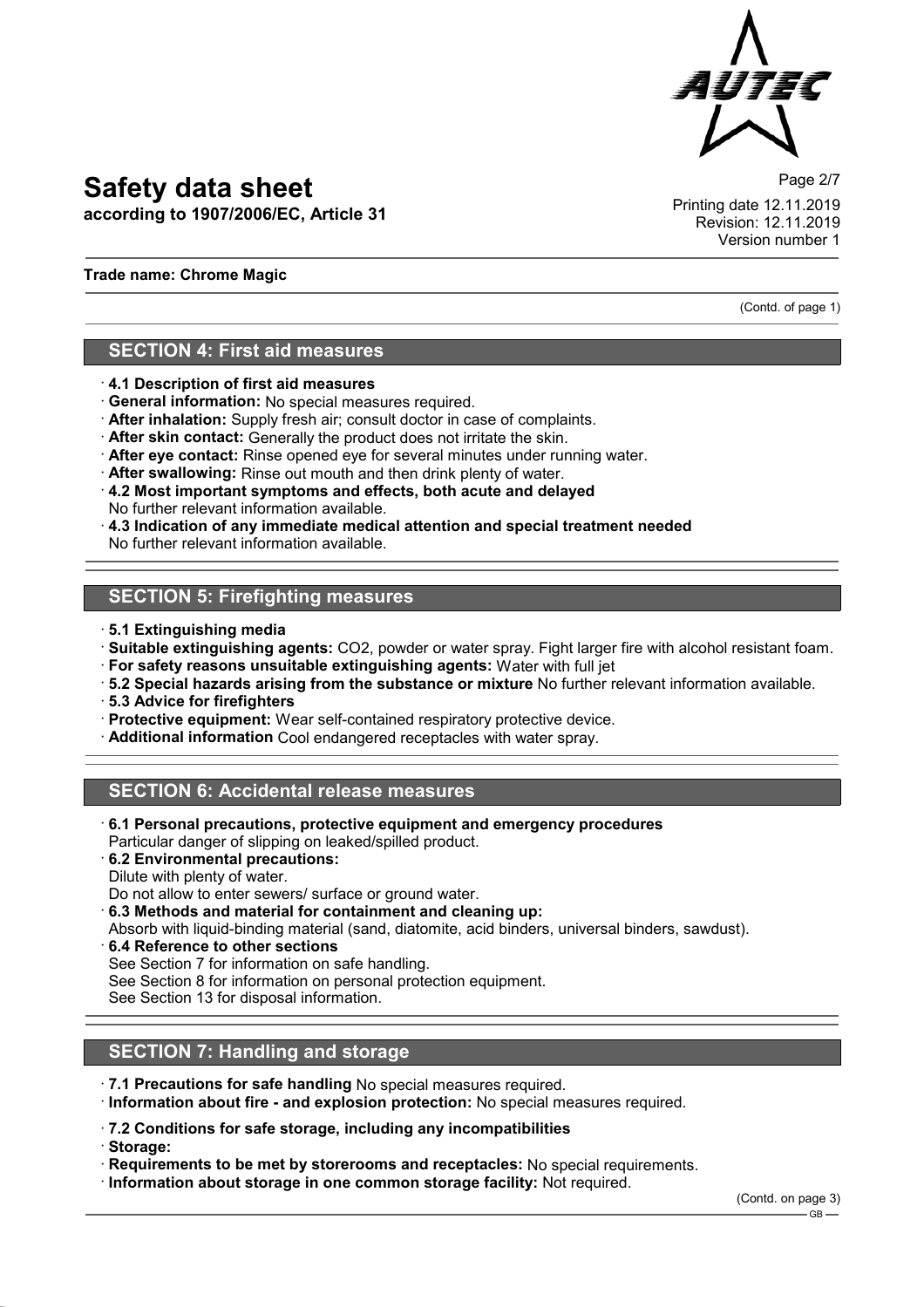**Trade name: Chrome Magic**

(Contd. of page 1)

## SECTION 4: First aid measures

- **4.1 Description of first aid measures**
- **General information:** No special measures required.
- **After inhalation:** Supply fresh air; consult doctor in case of complaints.
- **After skin contact:** Generally the product does not irritate the skin.
- **After eye contact:** Rinse opened eye for several minutes under running water.
- **After swallowing:** Rinse out mouth and then drink plenty of water.
- **4.2 Most important symptoms and effects, both acute and delayed**
  No further relevant information available.
- **4.3 Indication of any immediate medical attention and special treatment needed**
  No further relevant information available.

## SECTION 5: Firefighting measures

- **5.1 Extinguishing media**
- **Suitable extinguishing agents:** CO2, powder or water spray. Fight larger fire with alcohol resistant foam.
- **For safety reasons unsuitable extinguishing agents:** Water with full jet
- **5.2 Special hazards arising from the substance or mixture** No further relevant information available.
- **5.3 Advice for firefighters**
- **Protective equipment:** Wear self-contained respiratory protective device.
- **Additional information** Cool endangered receptacles with water spray.

## SECTION 6: Accidental release measures

- **6.1 Personal precautions, protective equipment and emergency procedures**
  Particular danger of slipping on leaked/spilled product.
- **6.2 Environmental precautions:**
  Dilute with plenty of water.
  Do not allow to enter sewers/ surface or ground water.
- **6.3 Methods and material for containment and cleaning up:**
  Absorb with liquid-binding material (sand, diatomite, acid binders, universal binders, sawdust).
- **6.4 Reference to other sections**
  See Section 7 for information on safe handling.
  See Section 8 for information on personal protection equipment.
  See Section 13 for disposal information.

## SECTION 7: Handling and storage

- **7.1 Precautions for safe handling** No special measures required.
- **Information about fire - and explosion protection:** No special measures required.
- **7.2 Conditions for safe storage, including any incompatibilities**
- **Storage:**
- **Requirements to be met by storerooms and receptacles:** No special requirements.
- **Information about storage in one common storage facility:** Not required.

(Contd. on page 3)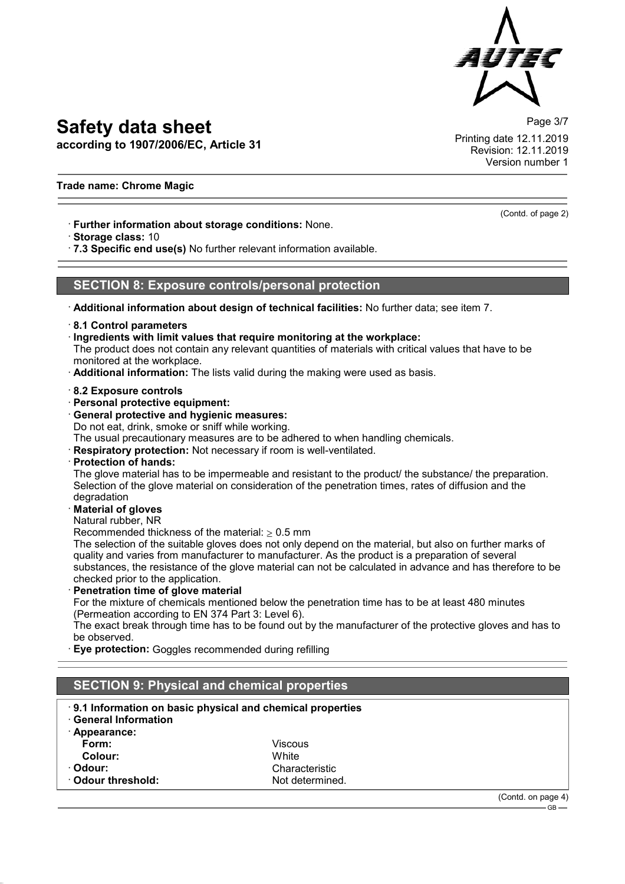**Trade name: Chrome Magic**

(Contd. of page 2)

· **Further information about storage conditions:** None.
· **Storage class:** 10
· **7.3 Specific end use(s)** No further relevant information available.

## SECTION 8: Exposure controls/personal protection

· **Additional information about design of technical facilities:** No further data; see item 7.

· **8.1 Control parameters**
· **Ingredients with limit values that require monitoring at the workplace:**
The product does not contain any relevant quantities of materials with critical values that have to be monitored at the workplace.
· **Additional information:** The lists valid during the making were used as basis.

· **8.2 Exposure controls**
· **Personal protective equipment:**
· **General protective and hygienic measures:**
Do not eat, drink, smoke or sniff while working.
The usual precautionary measures are to be adhered to when handling chemicals.
· **Respiratory protection:** Not necessary if room is well-ventilated.
· **Protection of hands:**
The glove material has to be impermeable and resistant to the product/ the substance/ the preparation.
Selection of the glove material on consideration of the penetration times, rates of diffusion and the degradation
· **Material of gloves**
Natural rubber, NR
Recommended thickness of the material: $\geq$ 0.5 mm
The selection of the suitable gloves does not only depend on the material, but also on further marks of quality and varies from manufacturer to manufacturer. As the product is a preparation of several substances, the resistance of the glove material can not be calculated in advance and has therefore to be checked prior to the application.
· **Penetration time of glove material**
For the mixture of chemicals mentioned below the penetration time has to be at least 480 minutes (Permeation according to EN 374 Part 3: Level 6).
The exact break through time has to be found out by the manufacturer of the protective gloves and has to be observed.
· **Eye protection:** Goggles recommended during refilling

## SECTION 9: Physical and chemical properties

· **9.1 Information on basic physical and chemical properties**
· **General Information**

| | |
|---|---|
| · **Appearance:** | |
| **Form:** | Viscous |
| **Colour:** | White |
| · **Odour:** | Characteristic |
| · **Odour threshold:** | Not determined. |

(Contd. on page 4)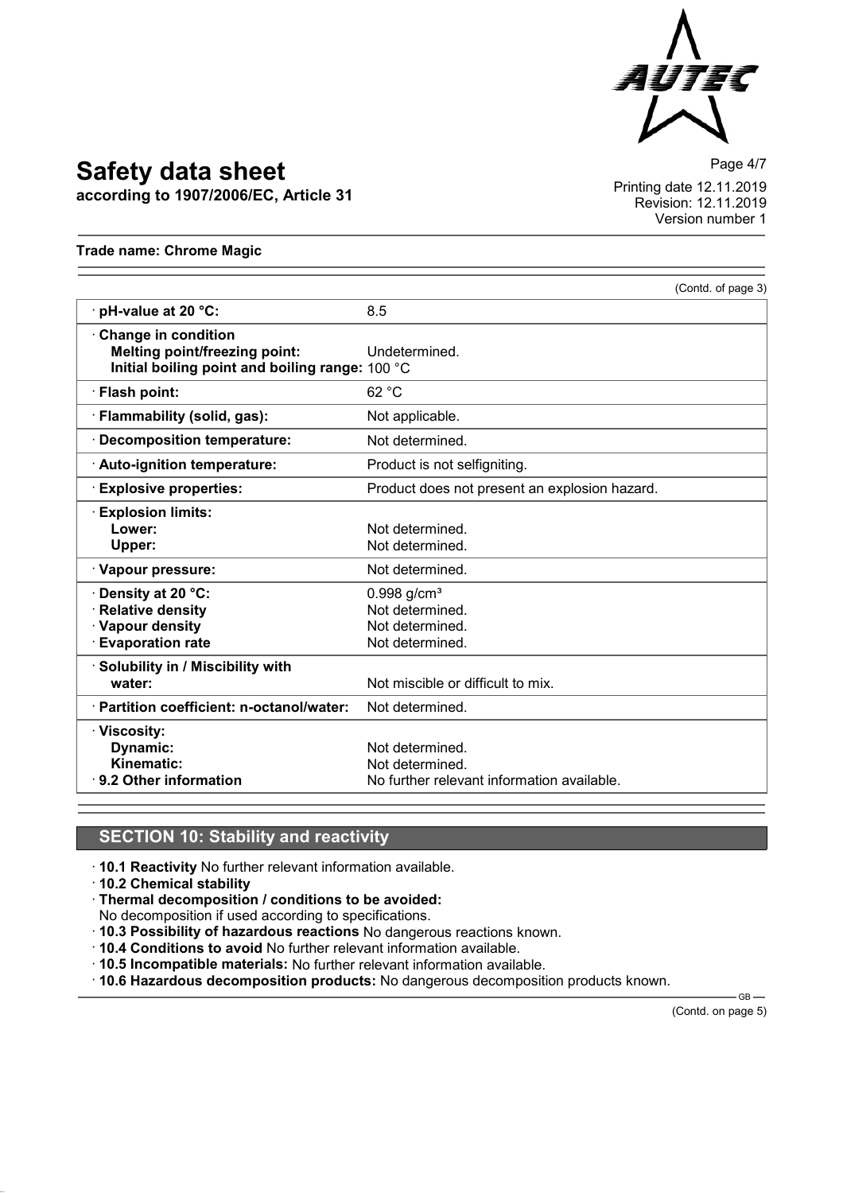# Safety data sheet

**according to 1907/2006/EC, Article 31**

Printing date 12.11.2019
Revision: 12.11.2019
Version number 1

**Trade name: Chrome Magic**

(Contd. of page 3)

| | |
|---|---|
| · **pH-value at 20 °C:** | 8.5 |
| · **Change in condition**<br>**Melting point/freezing point:**<br>**Initial boiling point and boiling range:** | <br>Undetermined.<br>100 °C |
| · **Flash point:** | 62 °C |
| · **Flammability (solid, gas):** | Not applicable. |
| · **Decomposition temperature:** | Not determined. |
| · **Auto-ignition temperature:** | Product is not selfigniting. |
| · **Explosive properties:** | Product does not present an explosion hazard. |
| · **Explosion limits:**<br>**Lower:**<br>**Upper:** | <br>Not determined.<br>Not determined. |
| · **Vapour pressure:** | Not determined. |
| · **Density at 20 °C:**<br>· **Relative density**<br>· **Vapour density**<br>· **Evaporation rate** | 0.998 g/cm³<br>Not determined.<br>Not determined.<br>Not determined. |
| · **Solubility in / Miscibility with**<br>**water:** | <br>Not miscible or difficult to mix. |
| · **Partition coefficient: n-octanol/water:** | Not determined. |
| · **Viscosity:**<br>**Dynamic:**<br>**Kinematic:**<br>· **9.2 Other information** | <br>Not determined.<br>Not determined.<br>No further relevant information available. |

## SECTION 10: Stability and reactivity

· **10.1 Reactivity** No further relevant information available.
· **10.2 Chemical stability**
· **Thermal decomposition / conditions to be avoided:**
No decomposition if used according to specifications.
· **10.3 Possibility of hazardous reactions** No dangerous reactions known.
· **10.4 Conditions to avoid** No further relevant information available.
· **10.5 Incompatible materials:** No further relevant information available.
· **10.6 Hazardous decomposition products:** No dangerous decomposition products known.

(Contd. on page 5)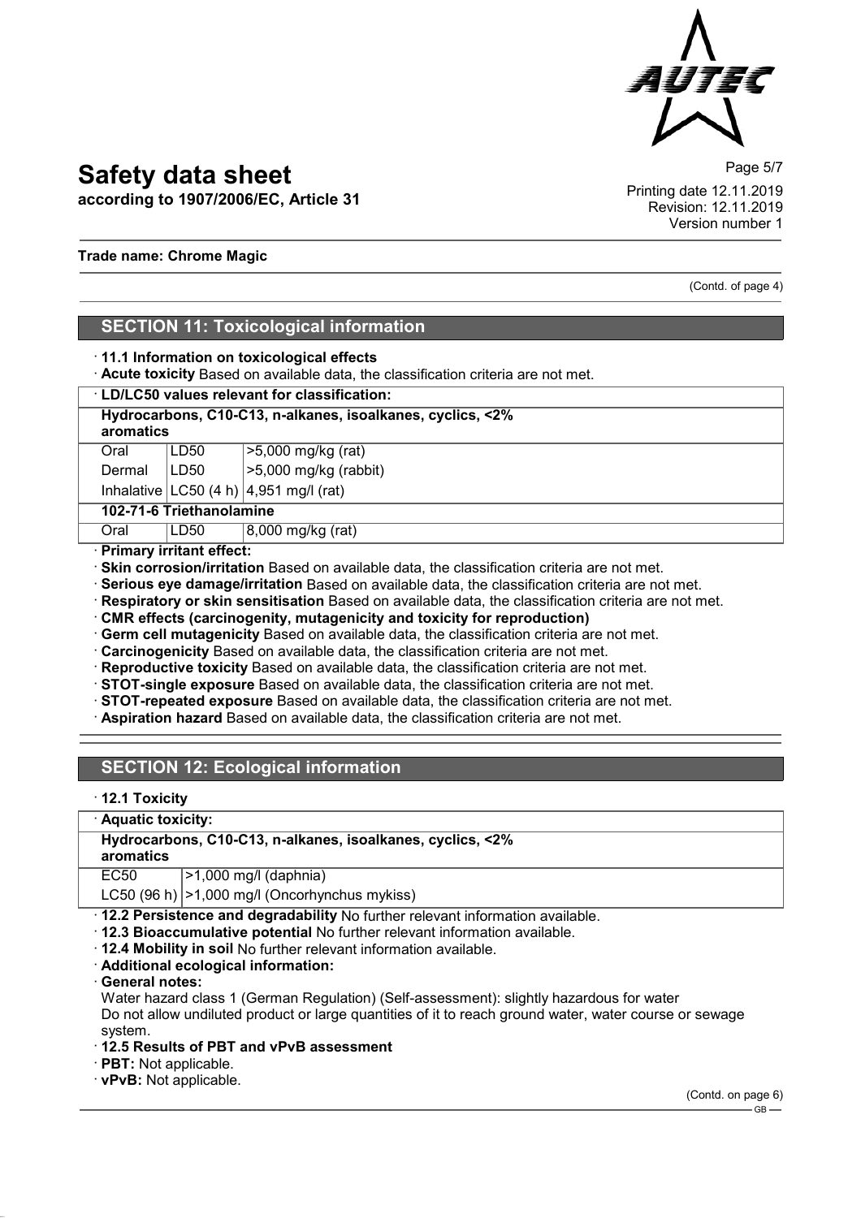**Trade name: Chrome Magic**

(Contd. of page 4)

## SECTION 11: Toxicological information

· **11.1 Information on toxicological effects**

· **Acute toxicity** Based on available data, the classification criteria are not met.

| · **LD/LC50 values relevant for classification:** | | |
|---|---|---|
| **Hydrocarbons, C10-C13, n-alkanes, isoalkanes, cyclics, <2% aromatics** | | |
| Oral | LD50 | >5,000 mg/kg (rat) |
| Dermal | LD50 | >5,000 mg/kg (rabbit) |
| Inhalative | LC50 (4 h) | 4,951 mg/l (rat) |
| **102-71-6 Triethanolamine** | | |
| Oral | LD50 | 8,000 mg/kg (rat) |

· **Primary irritant effect:**

· **Skin corrosion/irritation** Based on available data, the classification criteria are not met.

· **Serious eye damage/irritation** Based on available data, the classification criteria are not met.

· **Respiratory or skin sensitisation** Based on available data, the classification criteria are not met.

· **CMR effects (carcinogenity, mutagenicity and toxicity for reproduction)**

· **Germ cell mutagenicity** Based on available data, the classification criteria are not met.

· **Carcinogenicity** Based on available data, the classification criteria are not met.

· **Reproductive toxicity** Based on available data, the classification criteria are not met.

· **STOT-single exposure** Based on available data, the classification criteria are not met.

· **STOT-repeated exposure** Based on available data, the classification criteria are not met.

· **Aspiration hazard** Based on available data, the classification criteria are not met.

## SECTION 12: Ecological information

· **12.1 Toxicity**

| · **Aquatic toxicity:** | |
|---|---|
| **Hydrocarbons, C10-C13, n-alkanes, isoalkanes, cyclics, <2% aromatics** | |
| EC50 | >1,000 mg/l (daphnia) |
| LC50 (96 h) | >1,000 mg/l (Oncorhynchus mykiss) |

· **12.2 Persistence and degradability** No further relevant information available.

· **12.3 Bioaccumulative potential** No further relevant information available.

· **12.4 Mobility in soil** No further relevant information available.

· **Additional ecological information:**

· **General notes:**

Water hazard class 1 (German Regulation) (Self-assessment): slightly hazardous for water

Do not allow undiluted product or large quantities of it to reach ground water, water course or sewage system.

· **12.5 Results of PBT and vPvB assessment**

· **PBT:** Not applicable.

· **vPvB:** Not applicable.

(Contd. on page 6)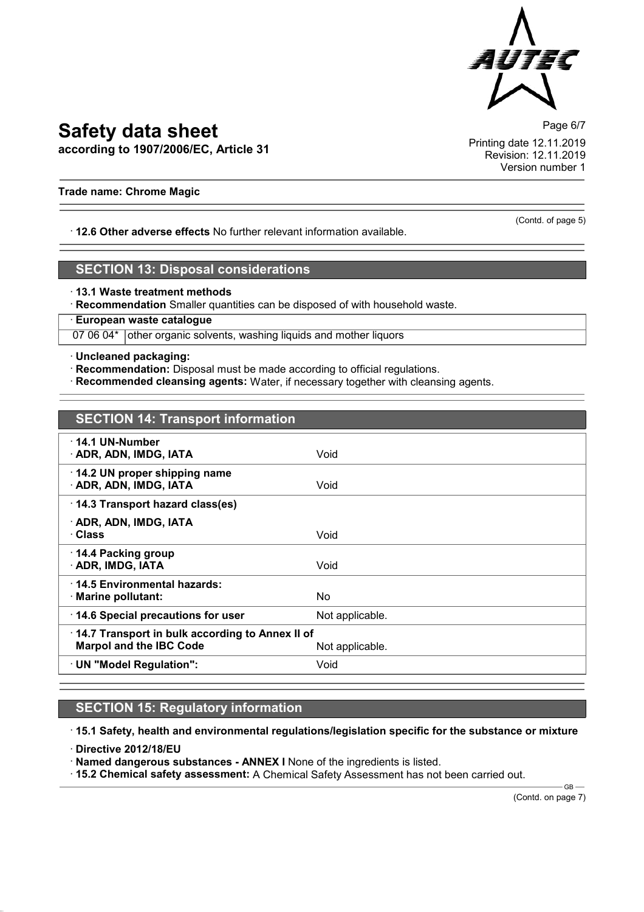**Trade name: Chrome Magic**

(Contd. of page 5)

· **12.6 Other adverse effects** No further relevant information available.

## SECTION 13: Disposal considerations

· **13.1 Waste treatment methods**

· **Recommendation** Smaller quantities can be disposed of with household waste.

| · **European waste catalogue** | |
|---|---|
| 07 06 04* | other organic solvents, washing liquids and mother liquors |

· **Uncleaned packaging:**

· **Recommendation:** Disposal must be made according to official regulations.

· **Recommended cleansing agents:** Water, if necessary together with cleansing agents.

## SECTION 14: Transport information

| | |
|---|---|
| · **14.1 UN-Number**<br>· **ADR, ADN, IMDG, IATA** | Void |
| · **14.2 UN proper shipping name**<br>· **ADR, ADN, IMDG, IATA** | Void |
| · **14.3 Transport hazard class(es)** | |
| · **ADR, ADN, IMDG, IATA**<br>· **Class** | Void |
| · **14.4 Packing group**<br>· **ADR, IMDG, IATA** | Void |
| · **14.5 Environmental hazards:**<br>· **Marine pollutant:** | No |
| · **14.6 Special precautions for user** | Not applicable. |
| · **14.7 Transport in bulk according to Annex II of Marpol and the IBC Code** | Not applicable. |
| · **UN "Model Regulation":** | Void |

## SECTION 15: Regulatory information

· **15.1 Safety, health and environmental regulations/legislation specific for the substance or mixture**

· **Directive 2012/18/EU**

· **Named dangerous substances - ANNEX I** None of the ingredients is listed.

· **15.2 Chemical safety assessment:** A Chemical Safety Assessment has not been carried out.

(Contd. on page 7)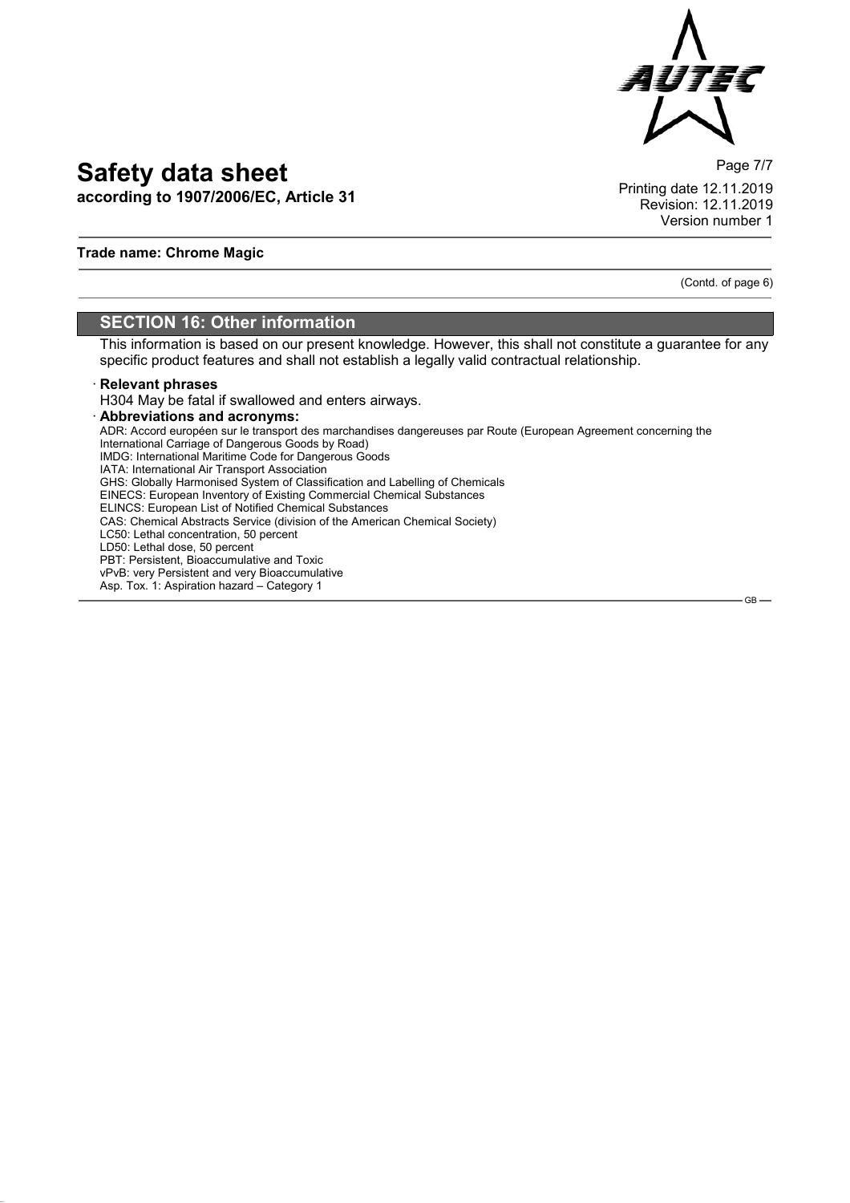**Trade name: Chrome Magic**

(Contd. of page 6)

## SECTION 16: Other information

This information is based on our present knowledge. However, this shall not constitute a guarantee for any specific product features and shall not establish a legally valid contractual relationship.

· **Relevant phrases**

H304 May be fatal if swallowed and enters airways.

· **Abbreviations and acronyms:**

ADR: Accord européen sur le transport des marchandises dangereuses par Route (European Agreement concerning the International Carriage of Dangerous Goods by Road)
IMDG: International Maritime Code for Dangerous Goods
IATA: International Air Transport Association
GHS: Globally Harmonised System of Classification and Labelling of Chemicals
EINECS: European Inventory of Existing Commercial Chemical Substances
ELINCS: European List of Notified Chemical Substances
CAS: Chemical Abstracts Service (division of the American Chemical Society)
LC50: Lethal concentration, 50 percent
LD50: Lethal dose, 50 percent
PBT: Persistent, Bioaccumulative and Toxic
vPvB: very Persistent and very Bioaccumulative
Asp. Tox. 1: Aspiration hazard – Category 1